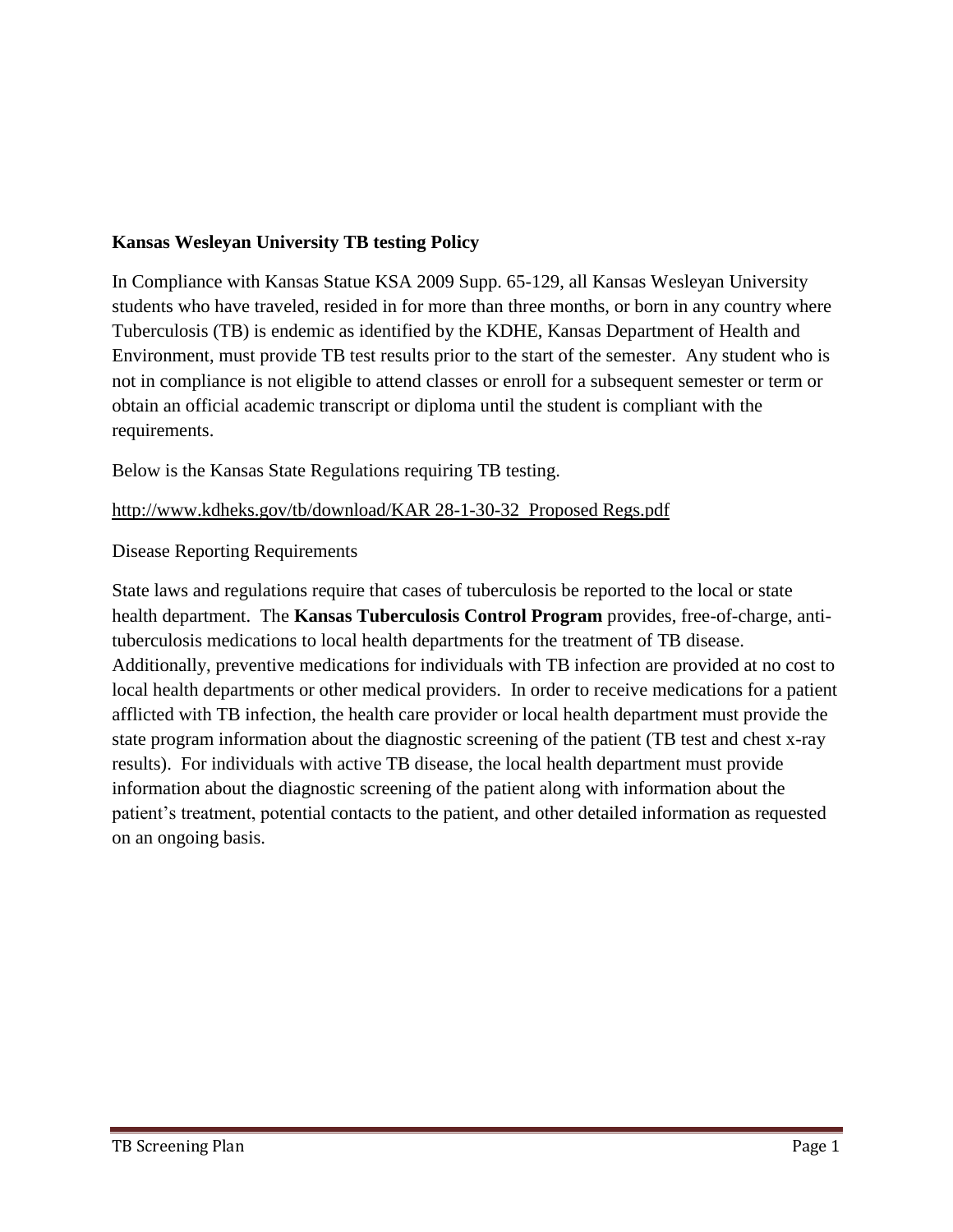**Kansas Wesleyan University TB testing Policy**

In Compliance with Kansas Statue KSA 2009 Supp. 65-129, all Kansas Wesleyan University students who have traveled, resided in for more than three months, or born in any country where Tuberculosis (TB) is endemic as identified by the KDHE, Kansas Department of Health and Environment, must provide TB test results prior to the start of the semester. Any student who is not in compliance is not eligible to attend classes or enroll for a subsequent semester or term or obtain an official academic transcript or diploma until the student is compliant with the requirements.

Below is the Kansas State Regulations requiring TB testing.

http://www.kdheks.gov/tb/download/KAR 28-1-30-32 Proposed Regs.pdf

Disease Reporting Requirements

State laws and regulations require that cases of tuberculosis be reported to the local or state health department. The **Kansas Tuberculosis Control Program** provides, free-of-charge, anti-tuberculosis medications to local health departments for the treatment of TB disease. Additionally, preventive medications for individuals with TB infection are provided at no cost to local health departments or other medical providers. In order to receive medications for a patient afflicted with TB infection, the health care provider or local health department must provide the state program information about the diagnostic screening of the patient (TB test and chest x-ray results). For individuals with active TB disease, the local health department must provide information about the diagnostic screening of the patient along with information about the patient's treatment, potential contacts to the patient, and other detailed information as requested on an ongoing basis.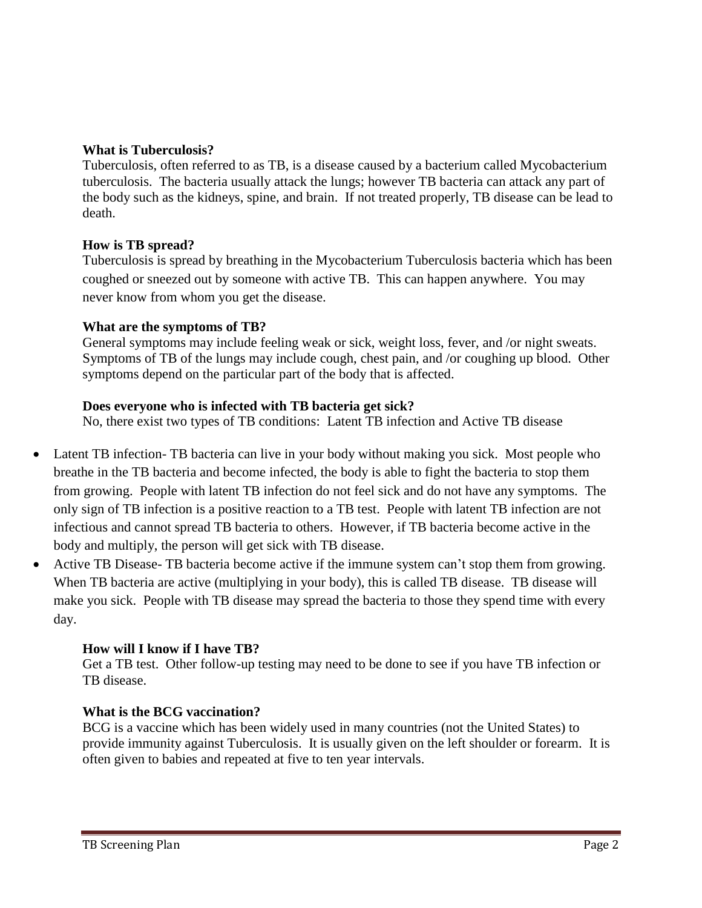**What is Tuberculosis?**

Tuberculosis, often referred to as TB, is a disease caused by a bacterium called Mycobacterium tuberculosis. The bacteria usually attack the lungs; however TB bacteria can attack any part of the body such as the kidneys, spine, and brain. If not treated properly, TB disease can be lead to death.

**How is TB spread?**

Tuberculosis is spread by breathing in the Mycobacterium Tuberculosis bacteria which has been coughed or sneezed out by someone with active TB. This can happen anywhere. You may never know from whom you get the disease.

**What are the symptoms of TB?**

General symptoms may include feeling weak or sick, weight loss, fever, and /or night sweats. Symptoms of TB of the lungs may include cough, chest pain, and /or coughing up blood. Other symptoms depend on the particular part of the body that is affected.

**Does everyone who is infected with TB bacteria get sick?**

No, there exist two types of TB conditions: Latent TB infection and Active TB disease

- Latent TB infection- TB bacteria can live in your body without making you sick. Most people who breathe in the TB bacteria and become infected, the body is able to fight the bacteria to stop them from growing. People with latent TB infection do not feel sick and do not have any symptoms. The only sign of TB infection is a positive reaction to a TB test. People with latent TB infection are not infectious and cannot spread TB bacteria to others. However, if TB bacteria become active in the body and multiply, the person will get sick with TB disease.
- Active TB Disease- TB bacteria become active if the immune system can't stop them from growing. When TB bacteria are active (multiplying in your body), this is called TB disease. TB disease will make you sick. People with TB disease may spread the bacteria to those they spend time with every day.

**How will I know if I have TB?**

Get a TB test. Other follow-up testing may need to be done to see if you have TB infection or TB disease.

**What is the BCG vaccination?**

BCG is a vaccine which has been widely used in many countries (not the United States) to provide immunity against Tuberculosis. It is usually given on the left shoulder or forearm. It is often given to babies and repeated at five to ten year intervals.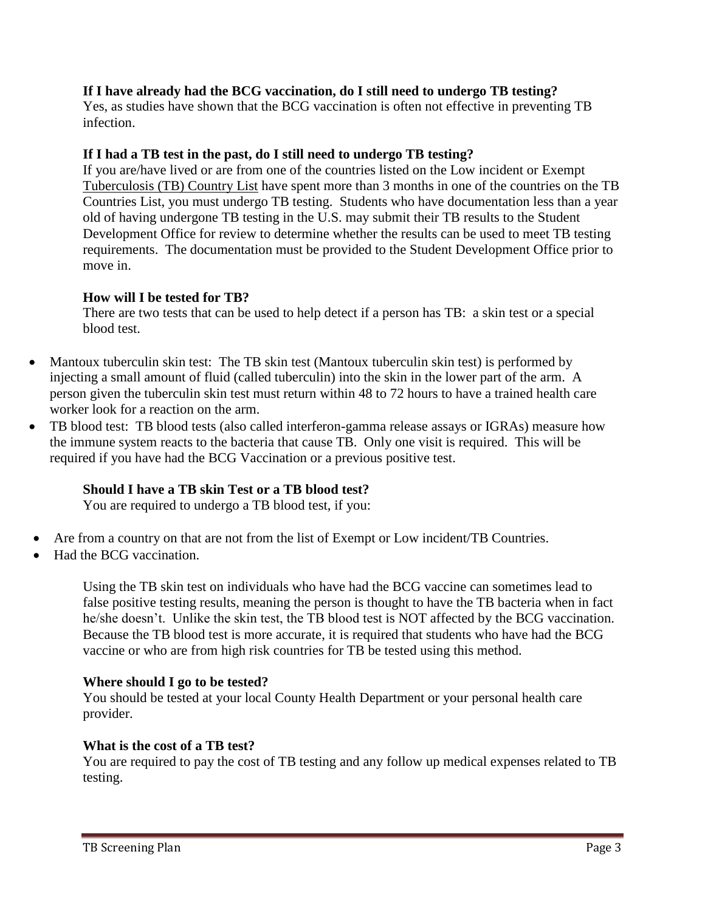**If I have already had the BCG vaccination, do I still need to undergo TB testing?**
Yes, as studies have shown that the BCG vaccination is often not effective in preventing TB infection.

**If I had a TB test in the past, do I still need to undergo TB testing?**
If you are/have lived or are from one of the countries listed on the Low incident or Exempt Tuberculosis (TB) Country List have spent more than 3 months in one of the countries on the TB Countries List, you must undergo TB testing. Students who have documentation less than a year old of having undergone TB testing in the U.S. may submit their TB results to the Student Development Office for review to determine whether the results can be used to meet TB testing requirements. The documentation must be provided to the Student Development Office prior to move in.

**How will I be tested for TB?**
There are two tests that can be used to help detect if a person has TB: a skin test or a special blood test.

- Mantoux tuberculin skin test: The TB skin test (Mantoux tuberculin skin test) is performed by injecting a small amount of fluid (called tuberculin) into the skin in the lower part of the arm. A person given the tuberculin skin test must return within 48 to 72 hours to have a trained health care worker look for a reaction on the arm.
- TB blood test: TB blood tests (also called interferon-gamma release assays or IGRAs) measure how the immune system reacts to the bacteria that cause TB. Only one visit is required. This will be required if you have had the BCG Vaccination or a previous positive test.

**Should I have a TB skin Test or a TB blood test?**
You are required to undergo a TB blood test, if you:

- Are from a country on that are not from the list of Exempt or Low incident/TB Countries.
- Had the BCG vaccination.

Using the TB skin test on individuals who have had the BCG vaccine can sometimes lead to false positive testing results, meaning the person is thought to have the TB bacteria when in fact he/she doesn't. Unlike the skin test, the TB blood test is NOT affected by the BCG vaccination. Because the TB blood test is more accurate, it is required that students who have had the BCG vaccine or who are from high risk countries for TB be tested using this method.

**Where should I go to be tested?**
You should be tested at your local County Health Department or your personal health care provider.

**What is the cost of a TB test?**
You are required to pay the cost of TB testing and any follow up medical expenses related to TB testing.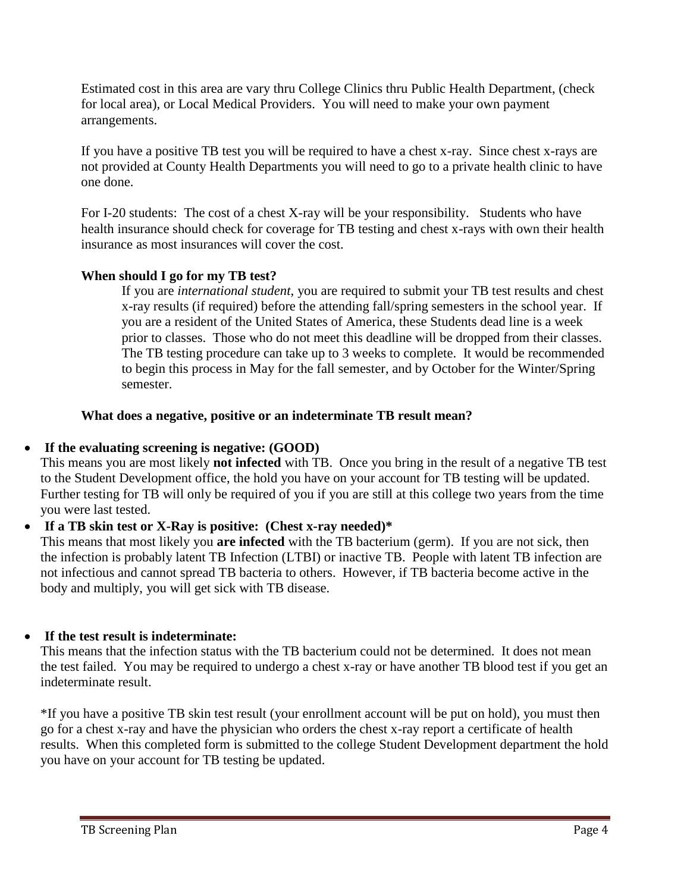Estimated cost in this area are vary thru College Clinics thru Public Health Department, (check for local area), or Local Medical Providers. You will need to make your own payment arrangements.

If you have a positive TB test you will be required to have a chest x-ray. Since chest x-rays are not provided at County Health Departments you will need to go to a private health clinic to have one done.

For I-20 students: The cost of a chest X-ray will be your responsibility. Students who have health insurance should check for coverage for TB testing and chest x-rays with own their health insurance as most insurances will cover the cost.

**When should I go for my TB test?**

If you are *international student*, you are required to submit your TB test results and chest x-ray results (if required) before the attending fall/spring semesters in the school year. If you are a resident of the United States of America, these Students dead line is a week prior to classes. Those who do not meet this deadline will be dropped from their classes. The TB testing procedure can take up to 3 weeks to complete. It would be recommended to begin this process in May for the fall semester, and by October for the Winter/Spring semester.

**What does a negative, positive or an indeterminate TB result mean?**

- **If the evaluating screening is negative: (GOOD)**
  This means you are most likely **not infected** with TB. Once you bring in the result of a negative TB test to the Student Development office, the hold you have on your account for TB testing will be updated. Further testing for TB will only be required of you if you are still at this college two years from the time you were last tested.
- **If a TB skin test or X-Ray is positive: (Chest x-ray needed)***
  This means that most likely you **are infected** with the TB bacterium (germ). If you are not sick, then the infection is probably latent TB Infection (LTBI) or inactive TB. People with latent TB infection are not infectious and cannot spread TB bacteria to others. However, if TB bacteria become active in the body and multiply, you will get sick with TB disease.
- **If the test result is indeterminate:**
  This means that the infection status with the TB bacterium could not be determined. It does not mean the test failed. You may be required to undergo a chest x-ray or have another TB blood test if you get an indeterminate result.

*If you have a positive TB skin test result (your enrollment account will be put on hold), you must then go for a chest x-ray and have the physician who orders the chest x-ray report a certificate of health results. When this completed form is submitted to the college Student Development department the hold you have on your account for TB testing be updated.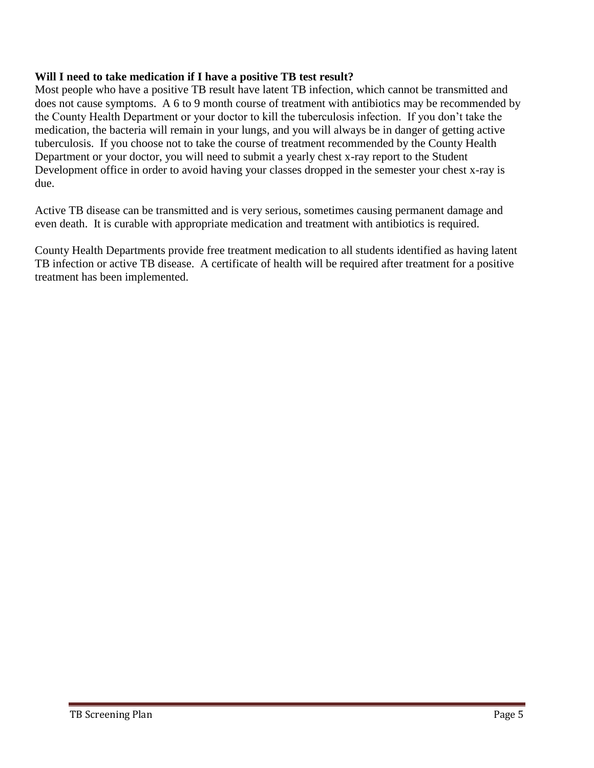**Will I need to take medication if I have a positive TB test result?**

Most people who have a positive TB result have latent TB infection, which cannot be transmitted and does not cause symptoms. A 6 to 9 month course of treatment with antibiotics may be recommended by the County Health Department or your doctor to kill the tuberculosis infection. If you don't take the medication, the bacteria will remain in your lungs, and you will always be in danger of getting active tuberculosis. If you choose not to take the course of treatment recommended by the County Health Department or your doctor, you will need to submit a yearly chest x-ray report to the Student Development office in order to avoid having your classes dropped in the semester your chest x-ray is due.

Active TB disease can be transmitted and is very serious, sometimes causing permanent damage and even death. It is curable with appropriate medication and treatment with antibiotics is required.

County Health Departments provide free treatment medication to all students identified as having latent TB infection or active TB disease. A certificate of health will be required after treatment for a positive treatment has been implemented.